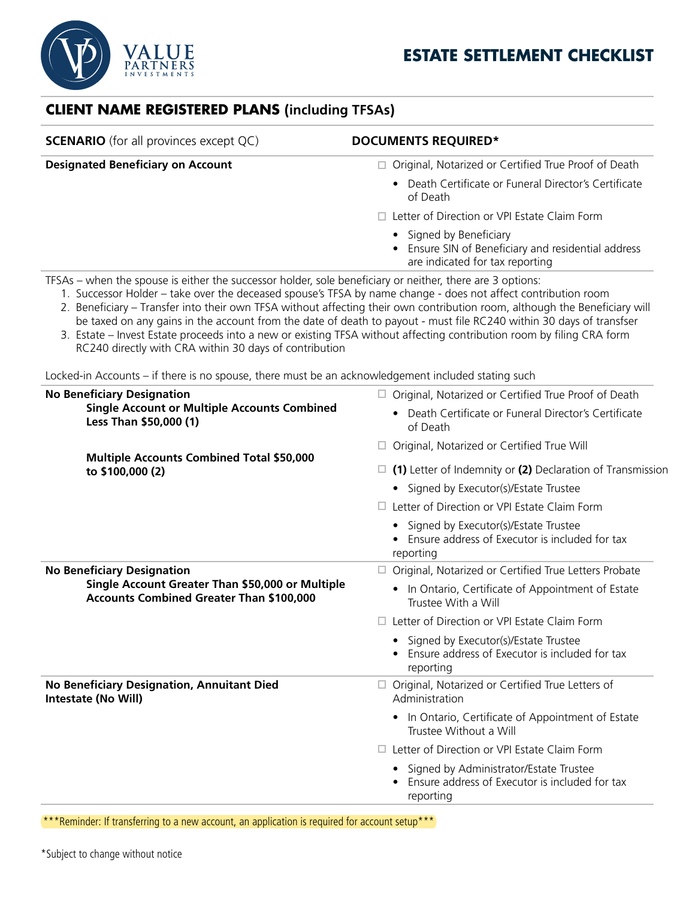# ESTATE SETTLEMENT CHECKLIST

## CLIENT NAME REGISTERED PLANS (including TFSAs)

| **SCENARIO** (for all provinces except QC) | **DOCUMENTS REQUIRED*** |
|---|---|
| **Designated Beneficiary on Account** | ☐ Original, Notarized or Certified True Proof of Death<br>• Death Certificate or Funeral Director's Certificate of Death<br>☐ Letter of Direction or VPI Estate Claim Form<br>• Signed by Beneficiary<br>• Ensure SIN of Beneficiary and residential address are indicated for tax reporting |

TFSAs – when the spouse is either the successor holder, sole beneficiary or neither, there are 3 options:

1. Successor Holder – take over the deceased spouse's TFSA by name change - does not affect contribution room
2. Beneficiary – Transfer into their own TFSA without affecting their own contribution room, although the Beneficiary will be taxed on any gains in the account from the date of death to payout - must file RC240 within 30 days of transfser
3. Estate – Invest Estate proceeds into a new or existing TFSA without affecting contribution room by filing CRA form RC240 directly with CRA within 30 days of contribution

Locked-in Accounts – if there is no spouse, there must be an acknowledgement included stating such

| | |
|---|---|
| **No Beneficiary Designation**<br>**Single Account or Multiple Accounts Combined Less Than $50,000 (1)**<br><br>**Multiple Accounts Combined Total $50,000 to $100,000 (2)** | ☐ Original, Notarized or Certified True Proof of Death<br>• Death Certificate or Funeral Director's Certificate of Death<br>☐ Original, Notarized or Certified True Will<br>☐ **(1)** Letter of Indemnity or **(2)** Declaration of Transmission<br>• Signed by Executor(s)/Estate Trustee<br>☐ Letter of Direction or VPI Estate Claim Form<br>• Signed by Executor(s)/Estate Trustee<br>• Ensure address of Executor is included for tax reporting |
| **No Beneficiary Designation**<br>**Single Account Greater Than $50,000 or Multiple Accounts Combined Greater Than $100,000** | ☐ Original, Notarized or Certified True Letters Probate<br>• In Ontario, Certificate of Appointment of Estate Trustee With a Will<br>☐ Letter of Direction or VPI Estate Claim Form<br>• Signed by Executor(s)/Estate Trustee<br>• Ensure address of Executor is included for tax reporting |
| **No Beneficiary Designation, Annuitant Died Intestate (No Will)** | ☐ Original, Notarized or Certified True Letters of Administration<br>• In Ontario, Certificate of Appointment of Estate Trustee Without a Will<br>☐ Letter of Direction or VPI Estate Claim Form<br>• Signed by Administrator/Estate Trustee<br>• Ensure address of Executor is included for tax reporting |

***Reminder: If transferring to a new account, an application is required for account setup***

*Subject to change without notice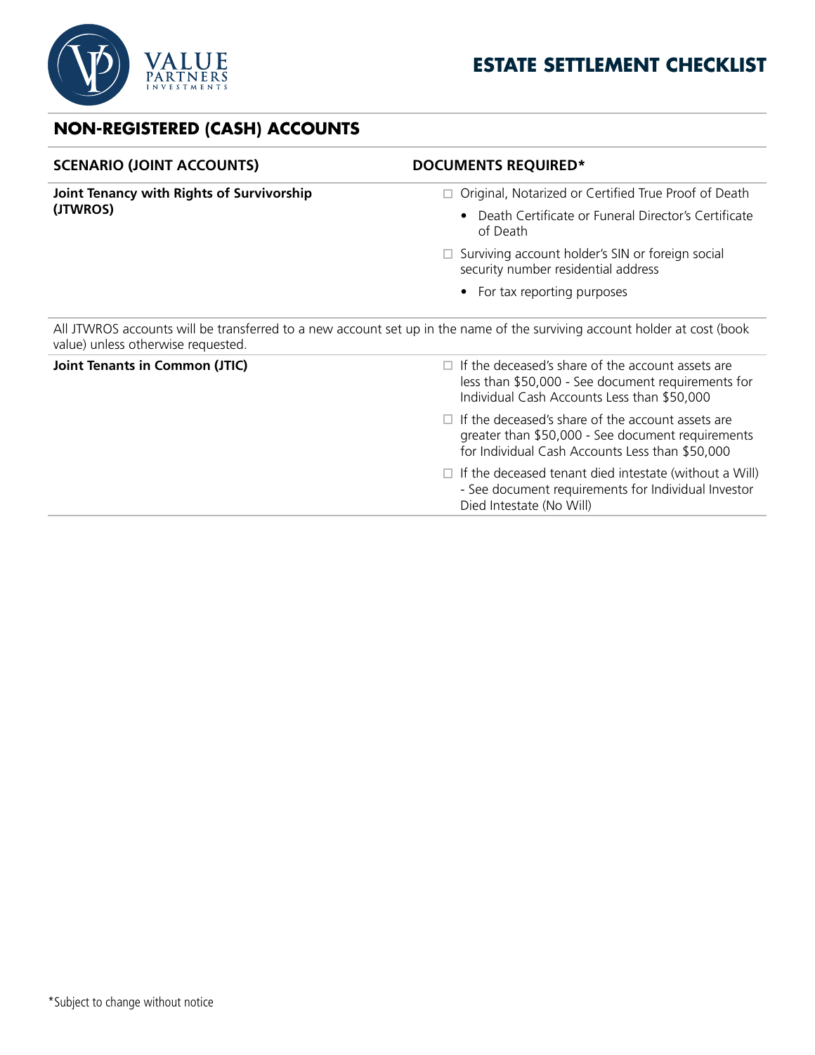## ESTATE SETTLEMENT CHECKLIST

### NON-REGISTERED (CASH) ACCOUNTS

| SCENARIO (JOINT ACCOUNTS) | DOCUMENTS REQUIRED* |
|---|---|
| **Joint Tenancy with Rights of Survivorship (JTWROS)** | ☐ Original, Notarized or Certified True Proof of Death<br>• Death Certificate or Funeral Director's Certificate of Death<br>☐ Surviving account holder's SIN or foreign social security number residential address<br>• For tax reporting purposes |
| All JTWROS accounts will be transferred to a new account set up in the name of the surviving account holder at cost (book value) unless otherwise requested. | |
| **Joint Tenants in Common (JTIC)** | ☐ If the deceased's share of the account assets are less than $50,000 - See document requirements for Individual Cash Accounts Less than $50,000<br>☐ If the deceased's share of the account assets are greater than $50,000 - See document requirements for Individual Cash Accounts Less than $50,000<br>☐ If the deceased tenant died intestate (without a Will) - See document requirements for Individual Investor Died Intestate (No Will) |

*Subject to change without notice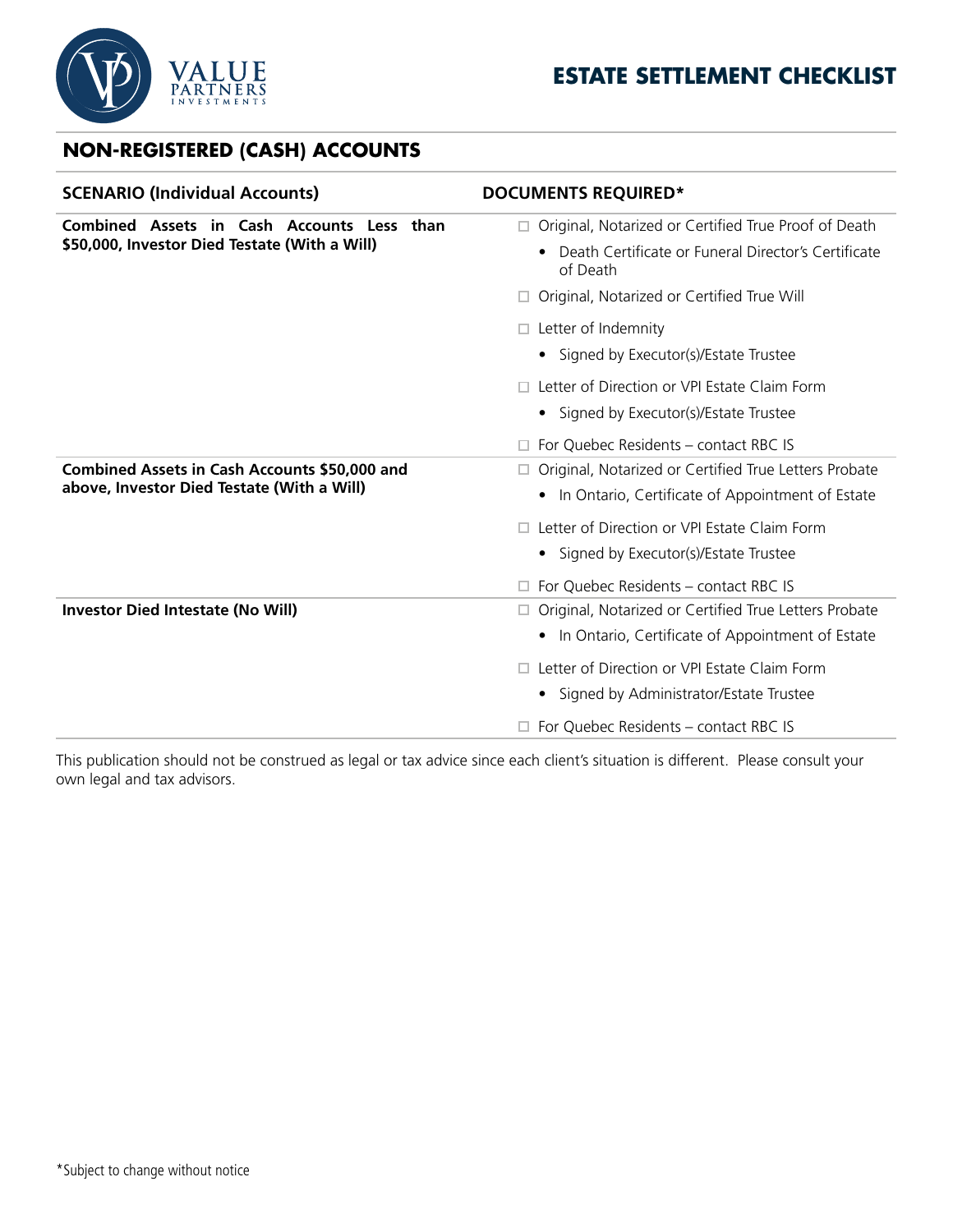# ESTATE SETTLEMENT CHECKLIST

## NON-REGISTERED (CASH) ACCOUNTS

| SCENARIO (Individual Accounts) | DOCUMENTS REQUIRED* |
|---|---|
| **Combined Assets in Cash Accounts Less than $50,000, Investor Died Testate (With a Will)** | ☐ Original, Notarized or Certified True Proof of Death<br>• Death Certificate or Funeral Director's Certificate of Death<br>☐ Original, Notarized or Certified True Will<br>☐ Letter of Indemnity<br>• Signed by Executor(s)/Estate Trustee<br>☐ Letter of Direction or VPI Estate Claim Form<br>• Signed by Executor(s)/Estate Trustee<br>☐ For Quebec Residents – contact RBC IS |
| **Combined Assets in Cash Accounts $50,000 and above, Investor Died Testate (With a Will)** | ☐ Original, Notarized or Certified True Letters Probate<br>• In Ontario, Certificate of Appointment of Estate<br>☐ Letter of Direction or VPI Estate Claim Form<br>• Signed by Executor(s)/Estate Trustee<br>☐ For Quebec Residents – contact RBC IS |
| **Investor Died Intestate (No Will)** | ☐ Original, Notarized or Certified True Letters Probate<br>• In Ontario, Certificate of Appointment of Estate<br>☐ Letter of Direction or VPI Estate Claim Form<br>• Signed by Administrator/Estate Trustee<br>☐ For Quebec Residents – contact RBC IS |

This publication should not be construed as legal or tax advice since each client's situation is different. Please consult your own legal and tax advisors.

*Subject to change without notice